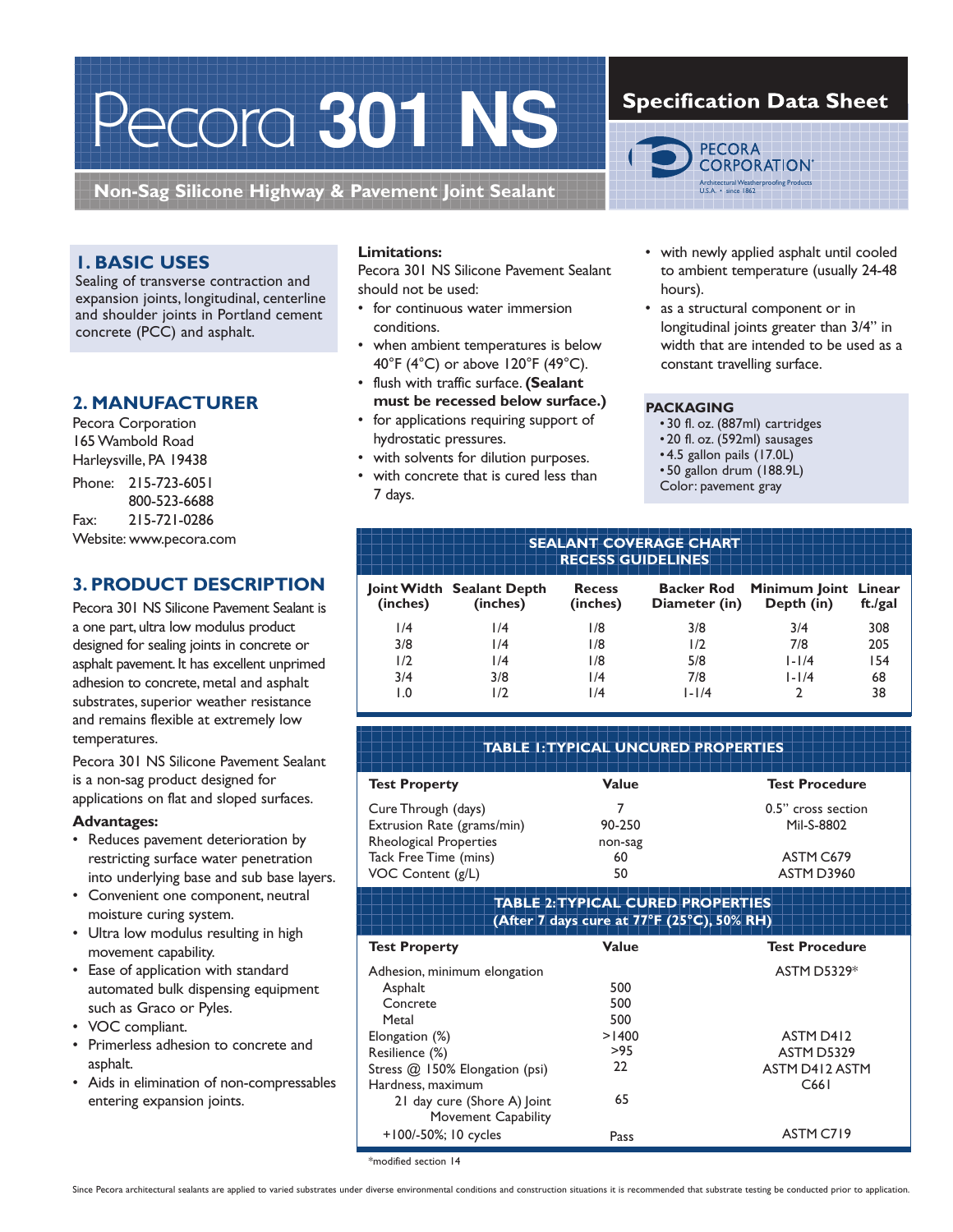# Pecora 301 NS

**Non-Sag Silicone Highway & Pavement Joint Sealant**

## Specification Data Sheet

PECORA CORPORATION
Architectural Weatherproofing Products
U.S.A. • since 1862

## 1. BASIC USES

Sealing of transverse contraction and expansion joints, longitudinal, centerline and shoulder joints in Portland cement concrete (PCC) and asphalt.

## 2. MANUFACTURER

Pecora Corporation
165 Wambold Road
Harleysville, PA 19438

Phone: 215-723-6051
800-523-6688
Fax: 215-721-0286
Website: www.pecora.com

## 3. PRODUCT DESCRIPTION

Pecora 301 NS Silicone Pavement Sealant is a one part, ultra low modulus product designed for sealing joints in concrete or asphalt pavement. It has excellent unprimed adhesion to concrete, metal and asphalt substrates, superior weather resistance and remains flexible at extremely low temperatures.

Pecora 301 NS Silicone Pavement Sealant is a non-sag product designed for applications on flat and sloped surfaces.

**Advantages:**

- Reduces pavement deterioration by restricting surface water penetration into underlying base and sub base layers.
- Convenient one component, neutral moisture curing system.
- Ultra low modulus resulting in high movement capability.
- Ease of application with standard automated bulk dispensing equipment such as Graco or Pyles.
- VOC compliant.
- Primerless adhesion to concrete and asphalt.
- Aids in elimination of non-compressables entering expansion joints.

**Limitations:**

Pecora 301 NS Silicone Pavement Sealant should not be used:

- for continuous water immersion conditions.
- when ambient temperatures is below 40°F (4°C) or above 120°F (49°C).
- flush with traffic surface. **(Sealant must be recessed below surface.)**
- for applications requiring support of hydrostatic pressures.
- with solvents for dilution purposes.
- with concrete that is cured less than 7 days.
- with newly applied asphalt until cooled to ambient temperature (usually 24-48 hours).
- as a structural component or in longitudinal joints greater than 3/4" in width that are intended to be used as a constant travelling surface.

**PACKAGING**

- 30 fl. oz. (887ml) cartridges
- 20 fl. oz. (592ml) sausages
- 4.5 gallon pails (17.0L)
- 50 gallon drum (188.9L)

Color: pavement gray

**SEALANT COVERAGE CHART RECESS GUIDELINES**

| Joint Width (inches) | Sealant Depth (inches) | Recess (inches) | Backer Rod Diameter (in) | Minimum Joint Depth (in) | Linear ft./gal |
|---|---|---|---|---|---|
| 1/4 | 1/4 | 1/8 | 3/8 | 3/4 | 308 |
| 3/8 | 1/4 | 1/8 | 1/2 | 7/8 | 205 |
| 1/2 | 1/4 | 1/8 | 5/8 | 1-1/4 | 154 |
| 3/4 | 3/8 | 1/4 | 7/8 | 1-1/4 | 68 |
| 1.0 | 1/2 | 1/4 | 1-1/4 | 2 | 38 |

**TABLE 1: TYPICAL UNCURED PROPERTIES**

| Test Property | Value | Test Procedure |
|---|---|---|
| Cure Through (days) | 7 | 0.5" cross section |
| Extrusion Rate (grams/min) | 90-250 | Mil-S-8802 |
| Rheological Properties | non-sag | |
| Tack Free Time (mins) | 60 | ASTM C679 |
| VOC Content (g/L) | 50 | ASTM D3960 |

**TABLE 2: TYPICAL CURED PROPERTIES (After 7 days cure at 77°F (25°C), 50% RH)**

| Test Property | Value | Test Procedure |
|---|---|---|
| Adhesion, minimum elongation | | ASTM D5329* |
| Asphalt | 500 | |
| Concrete | 500 | |
| Metal | 500 | |
| Elongation (%) | >1400 | ASTM D412 |
| Resilience (%) | >95 | ASTM D5329 |
| Stress @ 150% Elongation (psi) | 22 | ASTM D412 ASTM |
| Hardness, maximum | | C661 |
| 21 day cure (Shore A) Joint Movement Capability | 65 | |
| +100/-50%; 10 cycles | Pass | ASTM C719 |

*modified section 14

Since Pecora architectural sealants are applied to varied substrates under diverse environmental conditions and construction situations it is recommended that substrate testing be conducted prior to application.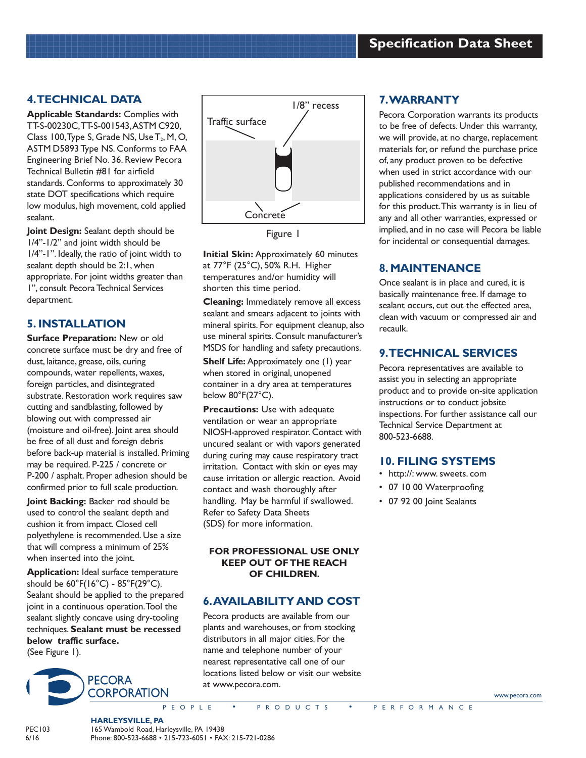## 4. TECHNICAL DATA

**Applicable Standards:** Complies with TT-S-00230C, TT-S-001543, ASTM C920, Class 100, Type S, Grade NS, Use $T_2$, M, O, ASTM D5893 Type NS. Conforms to FAA Engineering Brief No. 36. Review Pecora Technical Bulletin #81 for airfield standards. Conforms to approximately 30 state DOT specifications which require low modulus, high movement, cold applied sealant.

**Joint Design:** Sealant depth should be 1/4"-1/2" and joint width should be 1/4"-1". Ideally, the ratio of joint width to sealant depth should be 2:1, when appropriate. For joint widths greater than 1", consult Pecora Technical Services department.

## 5. INSTALLATION

**Surface Preparation:** New or old concrete surface must be dry and free of dust, laitance, grease, oils, curing compounds, water repellents, waxes, foreign particles, and disintegrated substrate. Restoration work requires saw cutting and sandblasting, followed by blowing out with compressed air (moisture and oil-free). Joint area should be free of all dust and foreign debris before back-up material is installed. Priming may be required. P-225 / concrete or P-200 / asphalt. Proper adhesion should be confirmed prior to full scale production.

**Joint Backing:** Backer rod should be used to control the sealant depth and cushion it from impact. Closed cell polyethylene is recommended. Use a size that will compress a minimum of 25% when inserted into the joint.

**Application:** Ideal surface temperature should be 60°F(16°C) - 85°F(29°C). Sealant should be applied to the prepared joint in a continuous operation. Tool the sealant slightly concave using dry-tooling techniques. **Sealant must be recessed below traffic surface.** (See Figure 1).

1/8" recess

Traffic surface

Concrete

Figure 1

**Initial Skin:** Approximately 60 minutes at 77°F (25°C), 50% R.H. Higher temperatures and/or humidity will shorten this time period.

**Cleaning:** Immediately remove all excess sealant and smears adjacent to joints with mineral spirits. For equipment cleanup, also use mineral spirits. Consult manufacturer's MSDS for handling and safety precautions.

**Shelf Life:** Approximately one (1) year when stored in original, unopened container in a dry area at temperatures below 80°F(27°C).

**Precautions:** Use with adequate ventilation or wear an appropriate NIOSH-approved respirator. Contact with uncured sealant or with vapors generated during curing may cause respiratory tract irritation. Contact with skin or eyes may cause irritation or allergic reaction. Avoid contact and wash thoroughly after handling. May be harmful if swallowed. Refer to Safety Data Sheets (SDS) for more information.

**FOR PROFESSIONAL USE ONLY KEEP OUT OF THE REACH OF CHILDREN.**

## 6. AVAILABILITY AND COST

Pecora products are available from our plants and warehouses, or from stocking distributors in all major cities. For the name and telephone number of your nearest representative call one of our locations listed below or visit our website at www.pecora.com.

## 7. WARRANTY

Pecora Corporation warrants its products to be free of defects. Under this warranty, we will provide, at no charge, replacement materials for, or refund the purchase price of, any product proven to be defective when used in strict accordance with our published recommendations and in applications considered by us as suitable for this product. This warranty is in lieu of any and all other warranties, expressed or implied, and in no case will Pecora be liable for incidental or consequential damages.

## 8. MAINTENANCE

Once sealant is in place and cured, it is basically maintenance free. If damage to sealant occurs, cut out the effected area, clean with vacuum or compressed air and recaulk.

## 9. TECHNICAL SERVICES

Pecora representatives are available to assist you in selecting an appropriate product and to provide on-site application instructions or to conduct jobsite inspections. For further assistance call our Technical Service Department at 800-523-6688.

## 10. FILING SYSTEMS

- http://: www. sweets. com
- 07 10 00 Waterproofing
- 07 92 00 Joint Sealants

PECORA CORPORATION

PEOPLE • PRODUCTS • PERFORMANCE

www.pecora.com

PEC103
6/16

**HARLEYSVILLE, PA**
165 Wambold Road, Harleysville, PA 19438
Phone: 800-523-6688 • 215-723-6051 • FAX: 215-721-0286